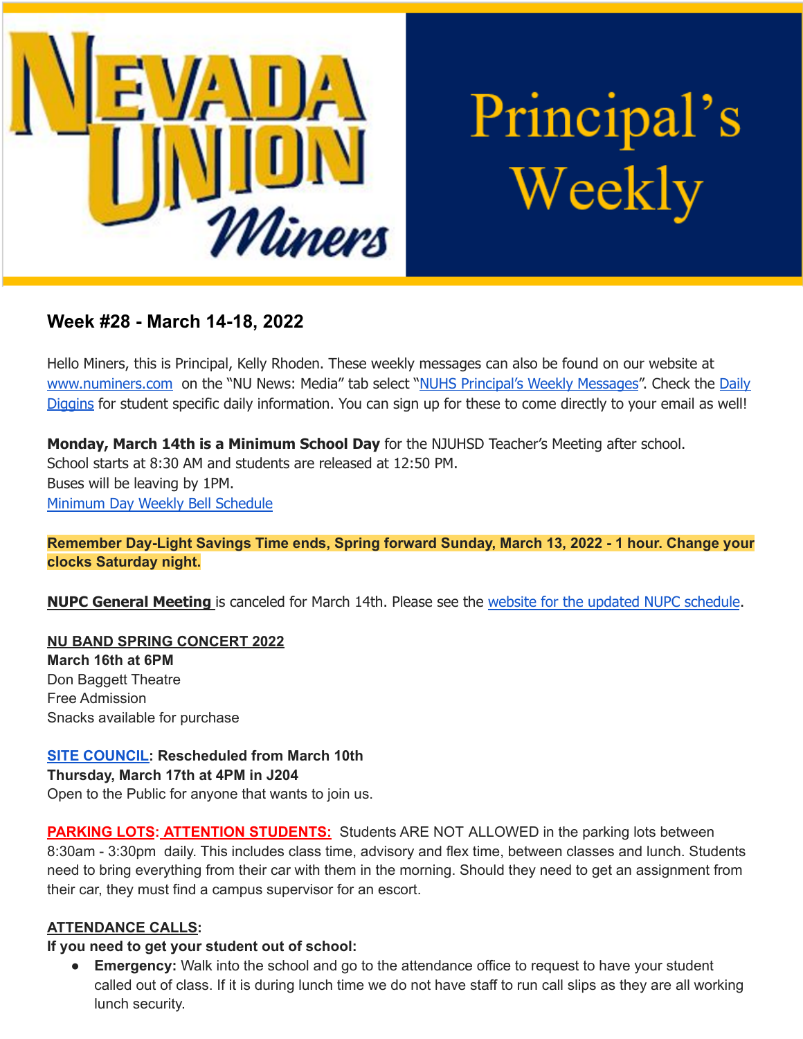# Nevada Union Miners — Principal's Weekly

## Week #28 - March 14-18, 2022

Hello Miners, this is Principal, Kelly Rhoden. These weekly messages can also be found on our website at www.numiners.com on the "NU News: Media" tab select "NUHS Principal's Weekly Messages". Check the Daily Diggins for student specific daily information. You can sign up for these to come directly to your email as well!

**Monday, March 14th is a Minimum School Day** for the NJUHSD Teacher's Meeting after school.
School starts at 8:30 AM and students are released at 12:50 PM.
Buses will be leaving by 1PM.
Minimum Day Weekly Bell Schedule

**Remember Day-Light Savings Time ends, Spring forward Sunday, March 13, 2022 - 1 hour. Change your clocks Saturday night.**

**NUPC General Meeting** is canceled for March 14th. Please see the website for the updated NUPC schedule.

**NU BAND SPRING CONCERT 2022**
**March 16th at 6PM**
Don Baggett Theatre
Free Admission
Snacks available for purchase

**SITE COUNCIL: Rescheduled from March 10th**
**Thursday, March 17th at 4PM in J204**
Open to the Public for anyone that wants to join us.

**PARKING LOTS: ATTENTION STUDENTS:** Students ARE NOT ALLOWED in the parking lots between 8:30am - 3:30pm daily. This includes class time, advisory and flex time, between classes and lunch. Students need to bring everything from their car with them in the morning. Should they need to get an assignment from their car, they must find a campus supervisor for an escort.

**ATTENDANCE CALLS:**
**If you need to get your student out of school:**

- **Emergency:** Walk into the school and go to the attendance office to request to have your student called out of class. If it is during lunch time we do not have staff to run call slips as they are all working lunch security.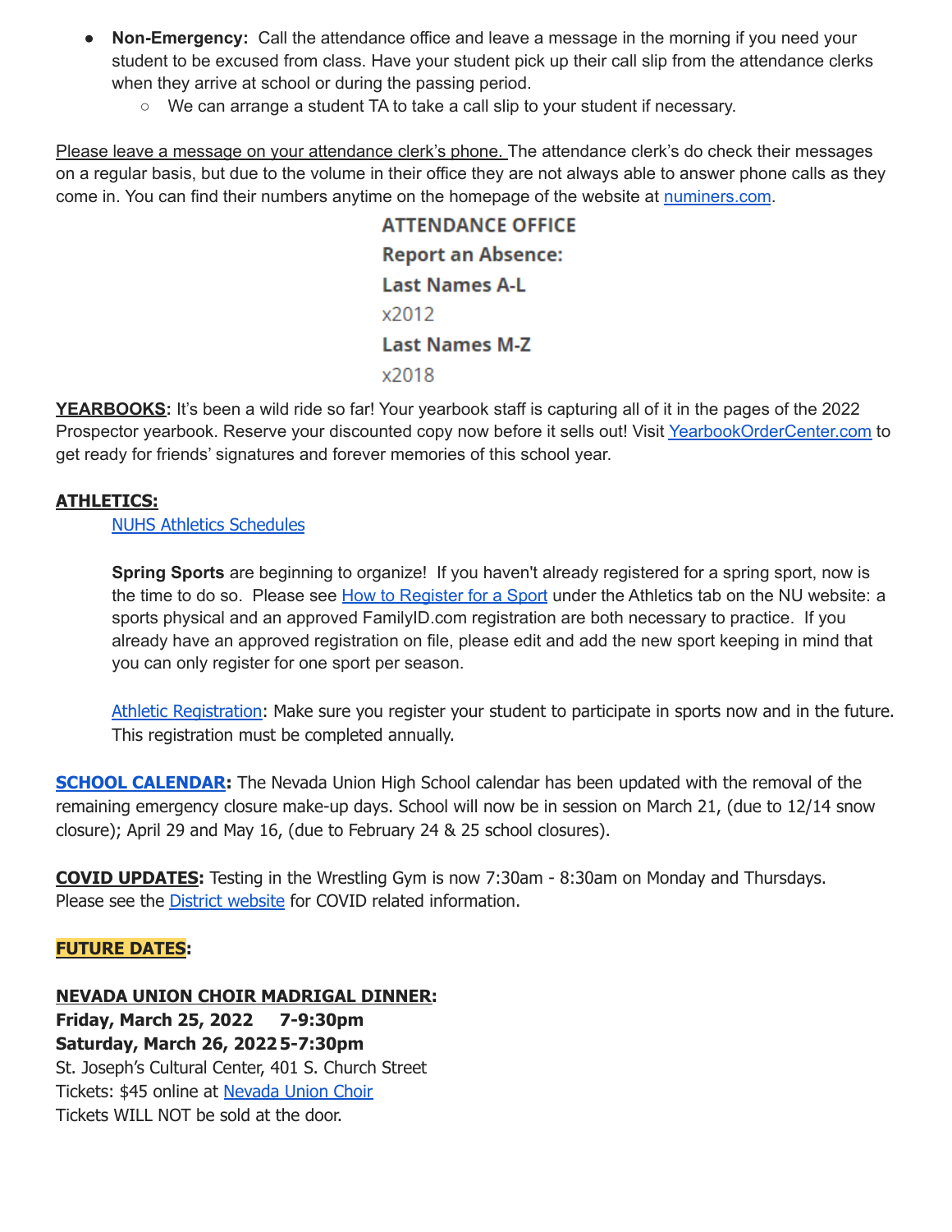- **Non-Emergency:** Call the attendance office and leave a message in the morning if you need your student to be excused from class. Have your student pick up their call slip from the attendance clerks when they arrive at school or during the passing period.
    - We can arrange a student TA to take a call slip to your student if necessary.

Please leave a message on your attendance clerk's phone. The attendance clerk's do check their messages on a regular basis, but due to the volume in their office they are not always able to answer phone calls as they come in. You can find their numbers anytime on the homepage of the website at [numiners.com](numiners.com).

**ATTENDANCE OFFICE**

**Report an Absence:**

**Last Names A-L**

x2012

**Last Names M-Z**

x2018

**YEARBOOKS**: It's been a wild ride so far! Your yearbook staff is capturing all of it in the pages of the 2022 Prospector yearbook. Reserve your discounted copy now before it sells out! Visit [YearbookOrderCenter.com](YearbookOrderCenter.com) to get ready for friends' signatures and forever memories of this school year.

**ATHLETICS:**

[NUHS Athletics Schedules]()

**Spring Sports** are beginning to organize! If you haven't already registered for a spring sport, now is the time to do so. Please see [How to Register for a Sport]() under the Athletics tab on the NU website: a sports physical and an approved FamilyID.com registration are both necessary to practice. If you already have an approved registration on file, please edit and add the new sport keeping in mind that you can only register for one sport per season.

[Athletic Registration](): Make sure you register your student to participate in sports now and in the future. This registration must be completed annually.

**[SCHOOL CALENDAR]():** The Nevada Union High School calendar has been updated with the removal of the remaining emergency closure make-up days. School will now be in session on March 21, (due to 12/14 snow closure); April 29 and May 16, (due to February 24 & 25 school closures).

**COVID UPDATES:** Testing in the Wrestling Gym is now 7:30am - 8:30am on Monday and Thursdays. Please see the [District website]() for COVID related information.

**FUTURE DATES:**

**NEVADA UNION CHOIR MADRIGAL DINNER:**

**Friday, March 25, 2022 7-9:30pm**

**Saturday, March 26, 2022 5-7:30pm**

St. Joseph's Cultural Center, 401 S. Church Street

Tickets: $45 online at [Nevada Union Choir]()

Tickets WILL NOT be sold at the door.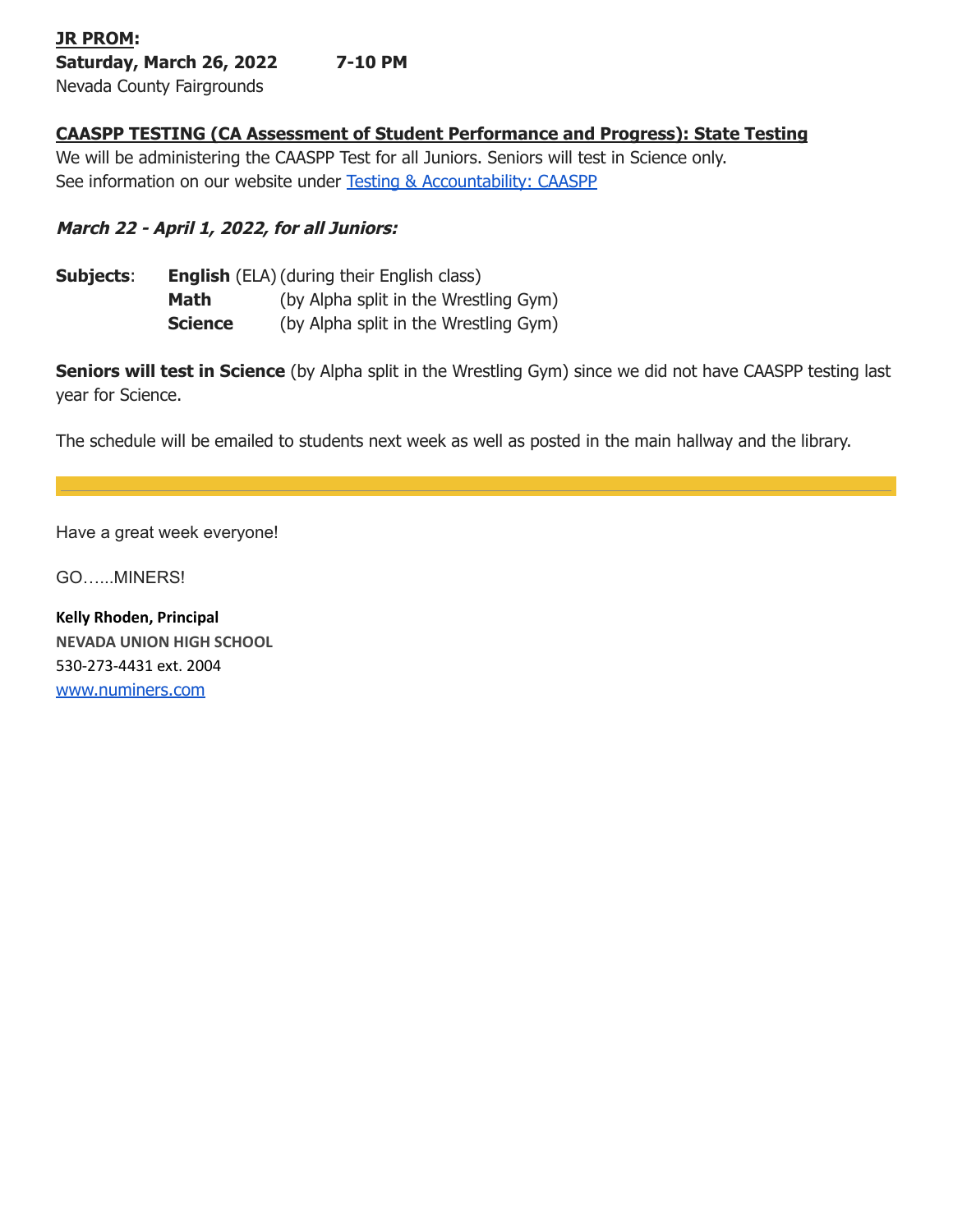**JR PROM:**

**Saturday, March 26, 2022 7-10 PM**

Nevada County Fairgrounds

**CAASPP TESTING (CA Assessment of Student Performance and Progress): State Testing**

We will be administering the CAASPP Test for all Juniors. Seniors will test in Science only.
See information on our website under [Testing & Accountability: CAASPP]

***March 22 - April 1, 2022, for all Juniors:***

**Subjects**: **English** (ELA) (during their English class)
**Math** (by Alpha split in the Wrestling Gym)
**Science** (by Alpha split in the Wrestling Gym)

**Seniors will test in Science** (by Alpha split in the Wrestling Gym) since we did not have CAASPP testing last year for Science.

The schedule will be emailed to students next week as well as posted in the main hallway and the library.

---

Have a great week everyone!

GO…...MINERS!

**Kelly Rhoden, Principal**
**NEVADA UNION HIGH SCHOOL**
530-273-4431 ext. 2004
www.numiners.com